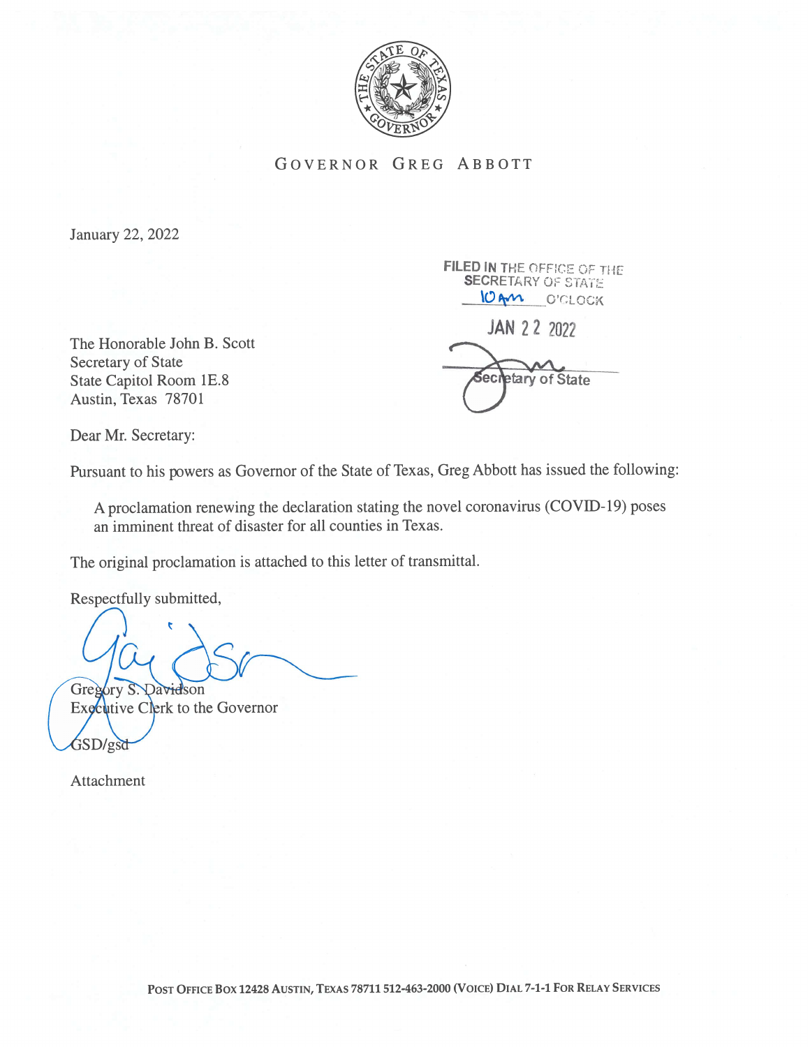# GOVERNOR GREG ABBOTT

January 22, 2022

FILED IN THE OFFICE OF THE SECRETARY OF STATE
10 am O'CLOCK
JAN 22 2022
Secretary of State

The Honorable John B. Scott
Secretary of State
State Capitol Room 1E.8
Austin, Texas 78701

Dear Mr. Secretary:

Pursuant to his powers as Governor of the State of Texas, Greg Abbott has issued the following:

> A proclamation renewing the declaration stating the novel coronavirus (COVID-19) poses an imminent threat of disaster for all counties in Texas.

The original proclamation is attached to this letter of transmittal.

Respectfully submitted,

Gregory S. Davidson
Executive Clerk to the Governor

GSD/gsd

Attachment

POST OFFICE BOX 12428 AUSTIN, TEXAS 78711 512-463-2000 (VOICE) DIAL 7-1-1 FOR RELAY SERVICES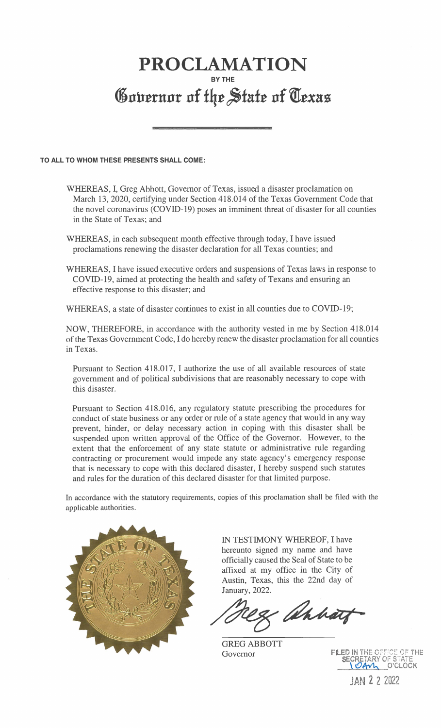# PROCLAMATION

**BY THE**

## Governor of the State of Texas

**TO ALL TO WHOM THESE PRESENTS SHALL COME:**

WHEREAS, I, Greg Abbott, Governor of Texas, issued a disaster proclamation on March 13, 2020, certifying under Section 418.014 of the Texas Government Code that the novel coronavirus (COVID-19) poses an imminent threat of disaster for all counties in the State of Texas; and

WHEREAS, in each subsequent month effective through today, I have issued proclamations renewing the disaster declaration for all Texas counties; and

WHEREAS, I have issued executive orders and suspensions of Texas laws in response to COVID-19, aimed at protecting the health and safety of Texans and ensuring an effective response to this disaster; and

WHEREAS, a state of disaster continues to exist in all counties due to COVID-19;

NOW, THEREFORE, in accordance with the authority vested in me by Section 418.014 of the Texas Government Code, I do hereby renew the disaster proclamation for all counties in Texas.

Pursuant to Section 418.017, I authorize the use of all available resources of state government and of political subdivisions that are reasonably necessary to cope with this disaster.

Pursuant to Section 418.016, any regulatory statute prescribing the procedures for conduct of state business or any order or rule of a state agency that would in any way prevent, hinder, or delay necessary action in coping with this disaster shall be suspended upon written approval of the Office of the Governor. However, to the extent that the enforcement of any state statute or administrative rule regarding contracting or procurement would impede any state agency's emergency response that is necessary to cope with this declared disaster, I hereby suspend such statutes and rules for the duration of this declared disaster for that limited purpose.

In accordance with the statutory requirements, copies of this proclamation shall be filed with the applicable authorities.

IN TESTIMONY WHEREOF, I have hereunto signed my name and have officially caused the Seal of State to be affixed at my office in the City of Austin, Texas, this the 22nd day of January, 2022.

GREG ABBOTT
Governor

FILED IN THE OFFICE OF THE SECRETARY OF STATE
10AM O'CLOCK
JAN 2 2 2022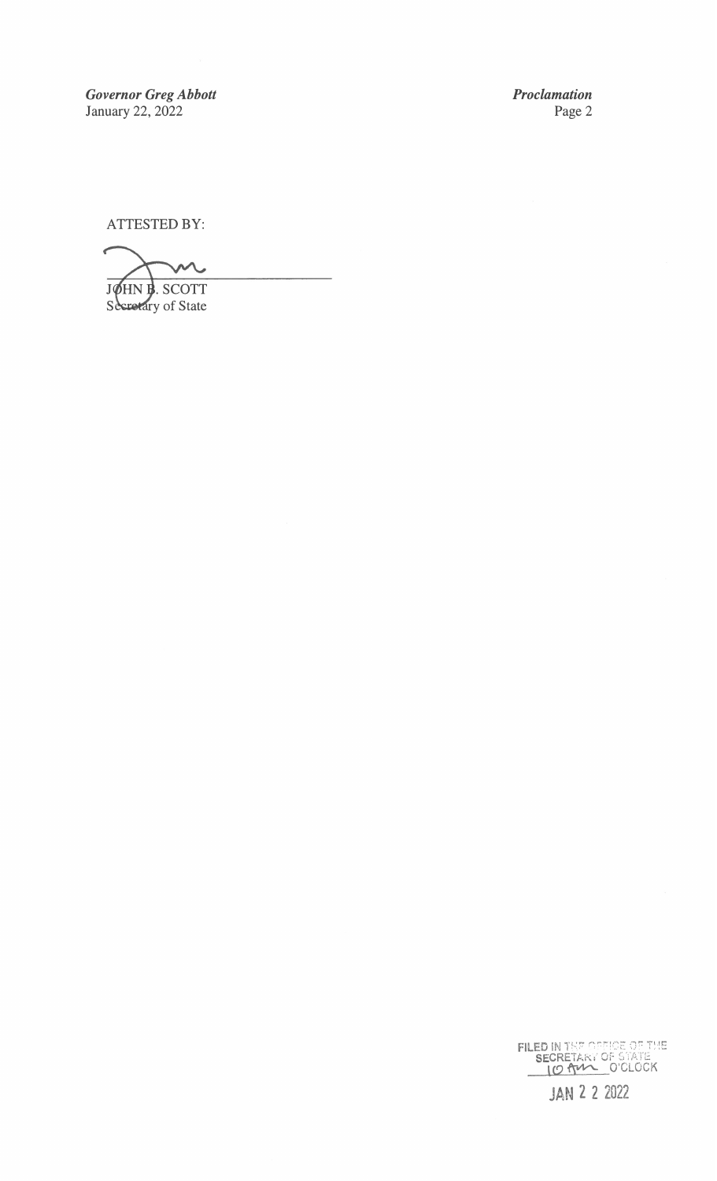ATTESTED BY:

JOHN B. SCOTT
Secretary of State

FILED IN THE OFFICE OF THE
SECRETARY OF STATE
10 AM O'CLOCK

JAN 22 2022